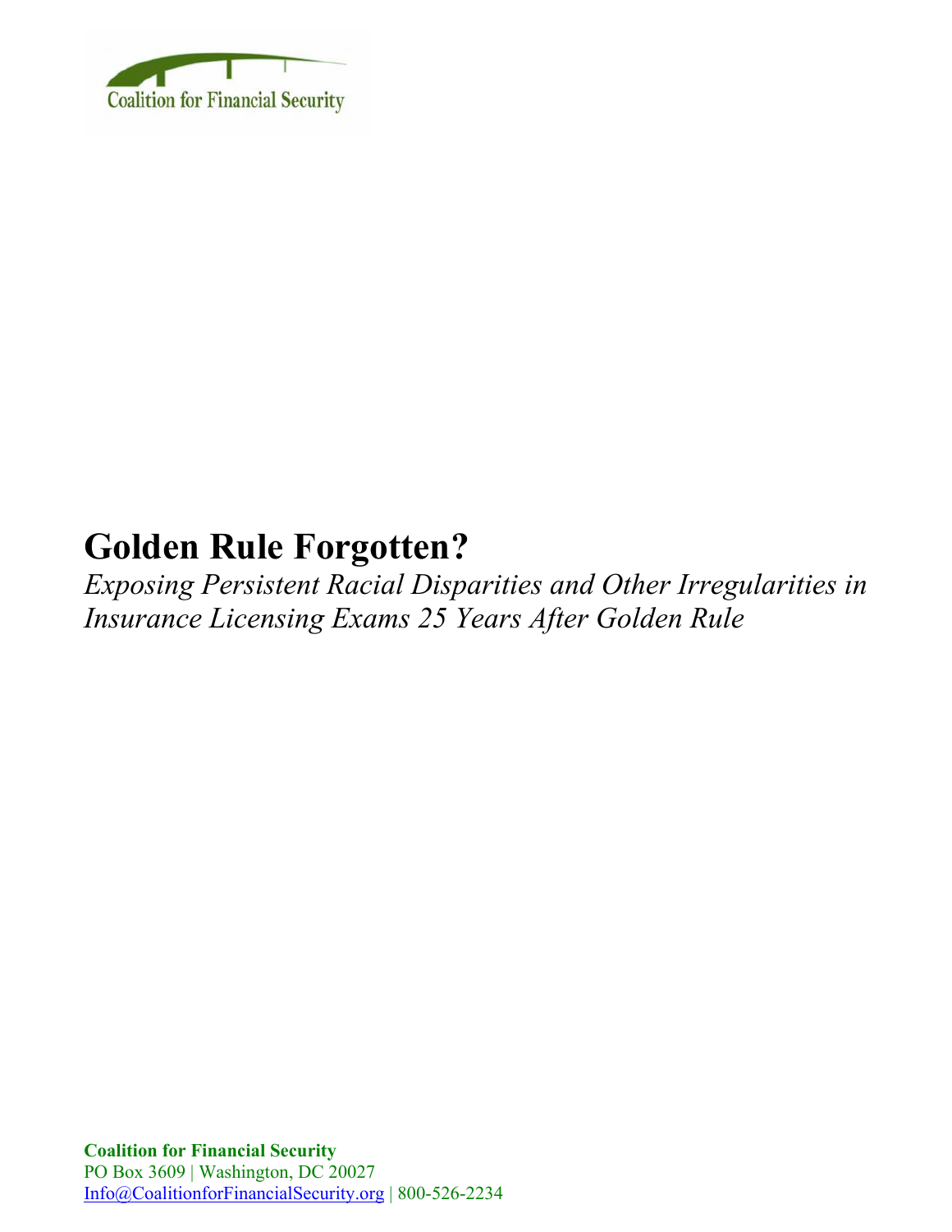Coalition for Financial Security

# Golden Rule Forgotten?

*Exposing Persistent Racial Disparities and Other Irregularities in Insurance Licensing Exams 25 Years After Golden Rule*

**Coalition for Financial Security**
PO Box 3609 | Washington, DC 20027
Info@CoalitionforFinancialSecurity.org | 800-526-2234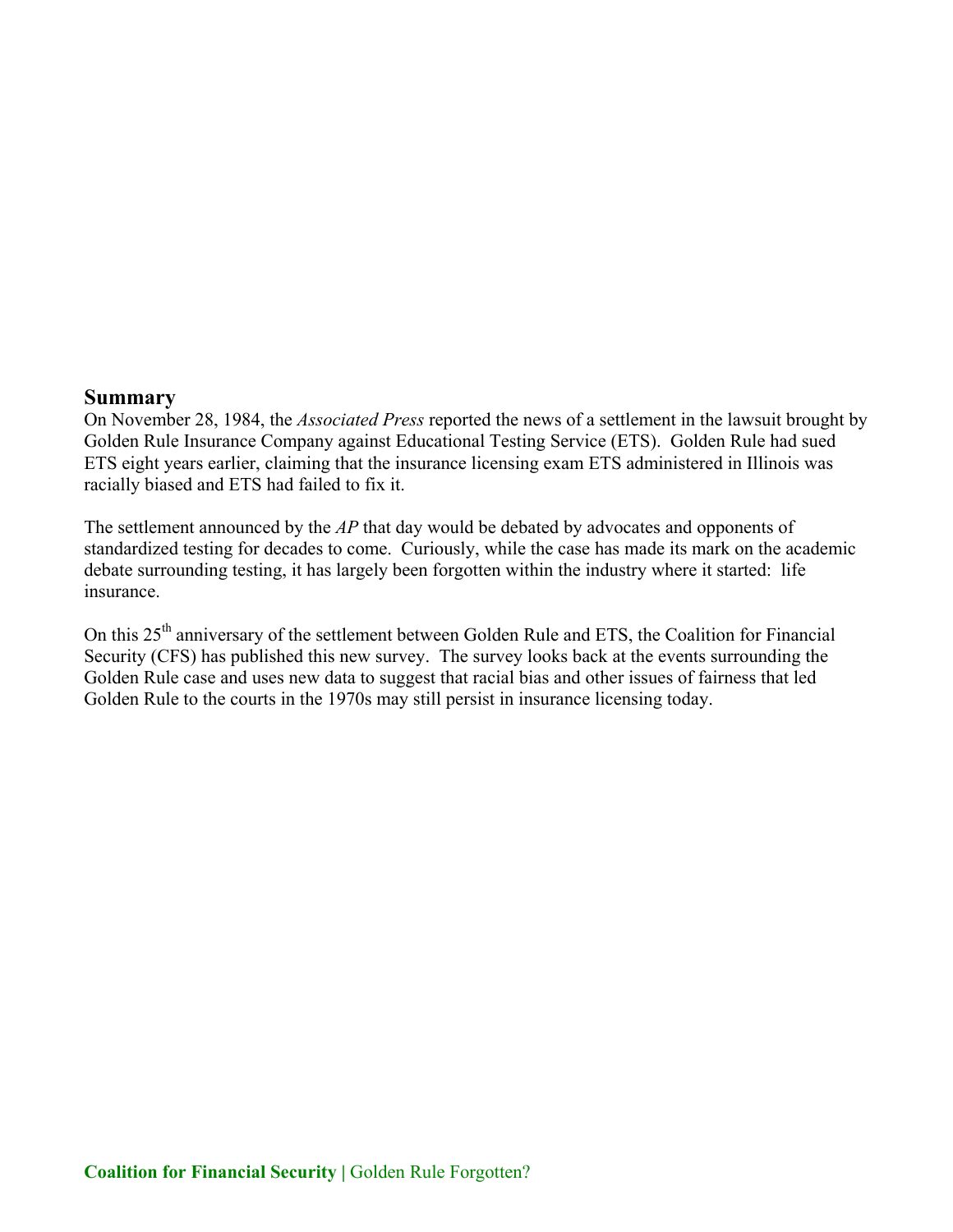## Summary

On November 28, 1984, the *Associated Press* reported the news of a settlement in the lawsuit brought by Golden Rule Insurance Company against Educational Testing Service (ETS). Golden Rule had sued ETS eight years earlier, claiming that the insurance licensing exam ETS administered in Illinois was racially biased and ETS had failed to fix it.

The settlement announced by the *AP* that day would be debated by advocates and opponents of standardized testing for decades to come. Curiously, while the case has made its mark on the academic debate surrounding testing, it has largely been forgotten within the industry where it started: life insurance.

On this 25th anniversary of the settlement between Golden Rule and ETS, the Coalition for Financial Security (CFS) has published this new survey. The survey looks back at the events surrounding the Golden Rule case and uses new data to suggest that racial bias and other issues of fairness that led Golden Rule to the courts in the 1970s may still persist in insurance licensing today.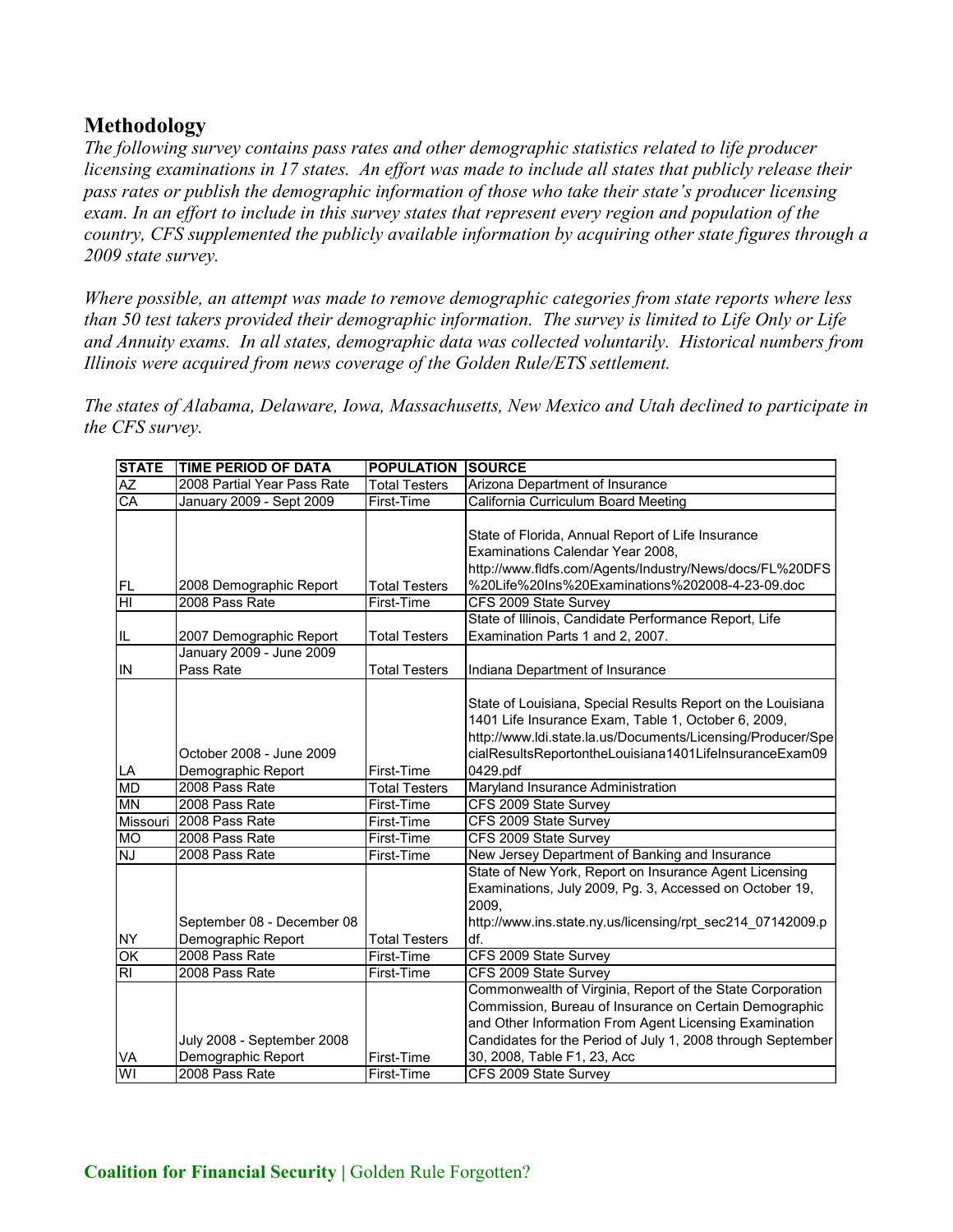## Methodology

*The following survey contains pass rates and other demographic statistics related to life producer licensing examinations in 17 states. An effort was made to include all states that publicly release their pass rates or publish the demographic information of those who take their state's producer licensing exam. In an effort to include in this survey states that represent every region and population of the country, CFS supplemented the publicly available information by acquiring other state figures through a 2009 state survey.*

*Where possible, an attempt was made to remove demographic categories from state reports where less than 50 test takers provided their demographic information. The survey is limited to Life Only or Life and Annuity exams. In all states, demographic data was collected voluntarily. Historical numbers from Illinois were acquired from news coverage of the Golden Rule/ETS settlement.*

*The states of Alabama, Delaware, Iowa, Massachusetts, New Mexico and Utah declined to participate in the CFS survey.*

| STATE | TIME PERIOD OF DATA | POPULATION | SOURCE |
|---|---|---|---|
| AZ | 2008 Partial Year Pass Rate | Total Testers | Arizona Department of Insurance |
| CA | January 2009 - Sept 2009 | First-Time | California Curriculum Board Meeting |
| FL | 2008 Demographic Report | Total Testers | State of Florida, Annual Report of Life Insurance Examinations Calendar Year 2008, http://www.fldfs.com/Agents/Industry/News/docs/FL%20DFS%20Life%20Ins%20Examinations%202008-4-23-09.doc |
| HI | 2008 Pass Rate | First-Time | CFS 2009 State Survey |
| IL | 2007 Demographic Report | Total Testers | State of Illinois, Candidate Performance Report, Life Examination Parts 1 and 2, 2007. |
| IN | January 2009 - June 2009 Pass Rate | Total Testers | Indiana Department of Insurance |
| LA | October 2008 - June 2009 Demographic Report | First-Time | State of Louisiana, Special Results Report on the Louisiana 1401 Life Insurance Exam, Table 1, October 6, 2009, http://www.ldi.state.la.us/Documents/Licensing/Producer/SpecialResultsReportontheLouisiana1401LifeInsuranceExam090429.pdf |
| MD | 2008 Pass Rate | Total Testers | Maryland Insurance Administration |
| MN | 2008 Pass Rate | First-Time | CFS 2009 State Survey |
| Missouri | 2008 Pass Rate | First-Time | CFS 2009 State Survey |
| MO | 2008 Pass Rate | First-Time | CFS 2009 State Survey |
| NJ | 2008 Pass Rate | First-Time | New Jersey Department of Banking and Insurance |
| NY | September 08 - December 08 Demographic Report | Total Testers | State of New York, Report on Insurance Agent Licensing Examinations, July 2009, Pg. 3, Accessed on October 19, 2009, http://www.ins.state.ny.us/licensing/rpt_sec214_07142009.pdf. |
| OK | 2008 Pass Rate | First-Time | CFS 2009 State Survey |
| RI | 2008 Pass Rate | First-Time | CFS 2009 State Survey |
| VA | July 2008 - September 2008 Demographic Report | First-Time | Commonwealth of Virginia, Report of the State Corporation Commission, Bureau of Insurance on Certain Demographic and Other Information From Agent Licensing Examination Candidates for the Period of July 1, 2008 through September 30, 2008, Table F1, 23, Acc |
| WI | 2008 Pass Rate | First-Time | CFS 2009 State Survey |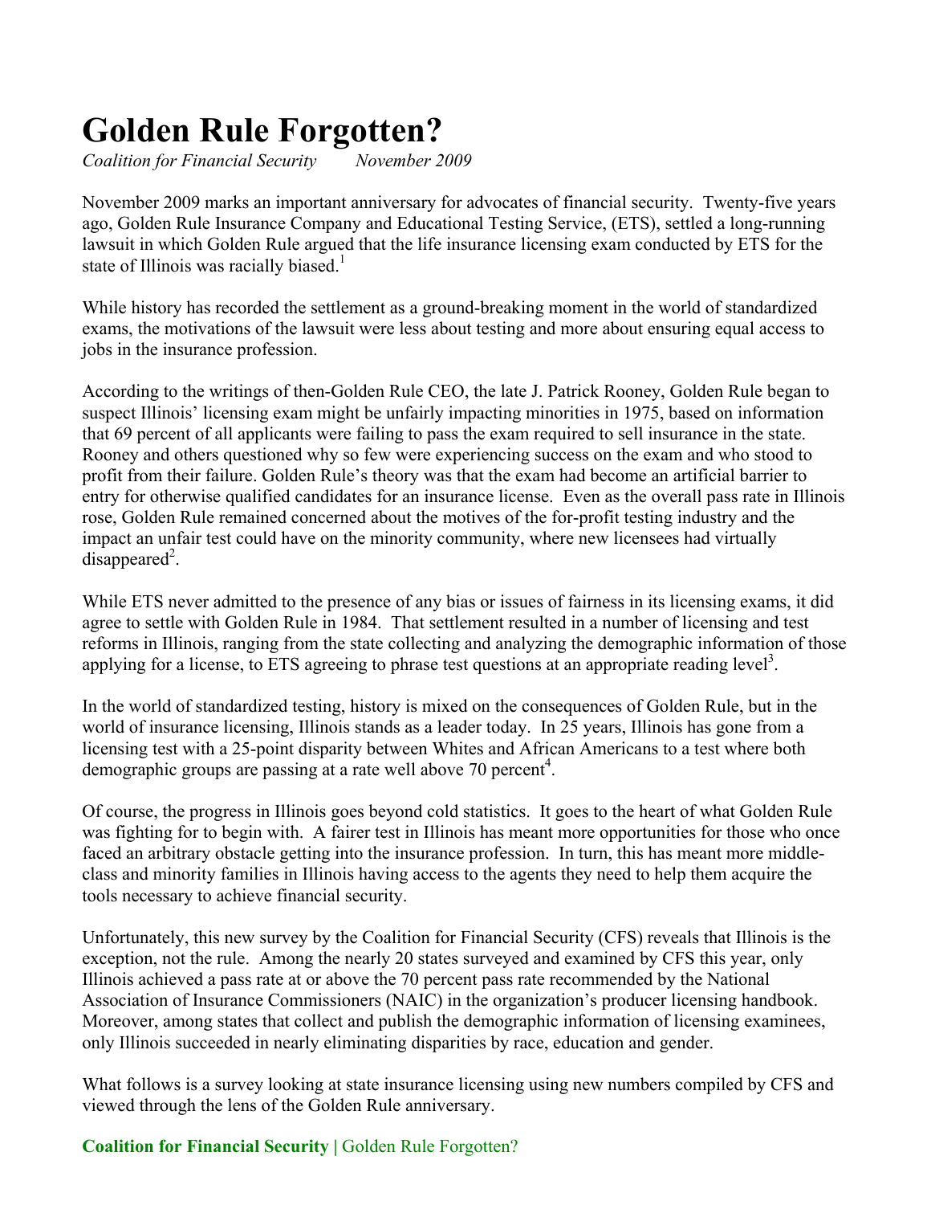# Golden Rule Forgotten?

*Coalition for Financial Security        November 2009*

November 2009 marks an important anniversary for advocates of financial security. Twenty-five years ago, Golden Rule Insurance Company and Educational Testing Service, (ETS), settled a long-running lawsuit in which Golden Rule argued that the life insurance licensing exam conducted by ETS for the state of Illinois was racially biased.[1]

While history has recorded the settlement as a ground-breaking moment in the world of standardized exams, the motivations of the lawsuit were less about testing and more about ensuring equal access to jobs in the insurance profession.

According to the writings of then-Golden Rule CEO, the late J. Patrick Rooney, Golden Rule began to suspect Illinois' licensing exam might be unfairly impacting minorities in 1975, based on information that 69 percent of all applicants were failing to pass the exam required to sell insurance in the state. Rooney and others questioned why so few were experiencing success on the exam and who stood to profit from their failure. Golden Rule's theory was that the exam had become an artificial barrier to entry for otherwise qualified candidates for an insurance license. Even as the overall pass rate in Illinois rose, Golden Rule remained concerned about the motives of the for-profit testing industry and the impact an unfair test could have on the minority community, where new licensees had virtually disappeared[2].

While ETS never admitted to the presence of any bias or issues of fairness in its licensing exams, it did agree to settle with Golden Rule in 1984. That settlement resulted in a number of licensing and test reforms in Illinois, ranging from the state collecting and analyzing the demographic information of those applying for a license, to ETS agreeing to phrase test questions at an appropriate reading level[3].

In the world of standardized testing, history is mixed on the consequences of Golden Rule, but in the world of insurance licensing, Illinois stands as a leader today. In 25 years, Illinois has gone from a licensing test with a 25-point disparity between Whites and African Americans to a test where both demographic groups are passing at a rate well above 70 percent[4].

Of course, the progress in Illinois goes beyond cold statistics. It goes to the heart of what Golden Rule was fighting for to begin with. A fairer test in Illinois has meant more opportunities for those who once faced an arbitrary obstacle getting into the insurance profession. In turn, this has meant more middle-class and minority families in Illinois having access to the agents they need to help them acquire the tools necessary to achieve financial security.

Unfortunately, this new survey by the Coalition for Financial Security (CFS) reveals that Illinois is the exception, not the rule. Among the nearly 20 states surveyed and examined by CFS this year, only Illinois achieved a pass rate at or above the 70 percent pass rate recommended by the National Association of Insurance Commissioners (NAIC) in the organization's producer licensing handbook. Moreover, among states that collect and publish the demographic information of licensing examinees, only Illinois succeeded in nearly eliminating disparities by race, education and gender.

What follows is a survey looking at state insurance licensing using new numbers compiled by CFS and viewed through the lens of the Golden Rule anniversary.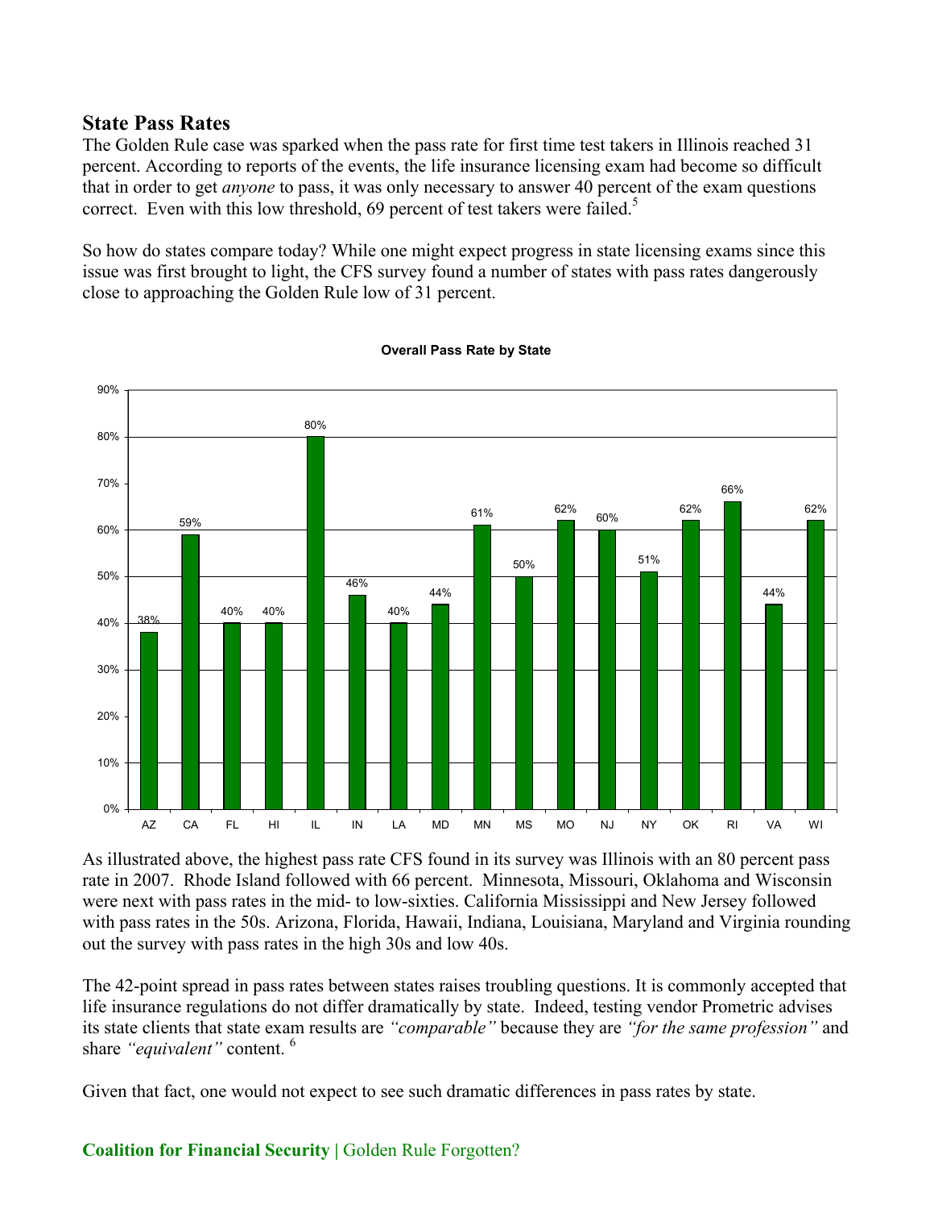## State Pass Rates

The Golden Rule case was sparked when the pass rate for first time test takers in Illinois reached 31 percent. According to reports of the events, the life insurance licensing exam had become so difficult that in order to get *anyone* to pass, it was only necessary to answer 40 percent of the exam questions correct. Even with this low threshold, 69 percent of test takers were failed.[5]

So how do states compare today? While one might expect progress in state licensing exams since this issue was first brought to light, the CFS survey found a number of states with pass rates dangerously close to approaching the Golden Rule low of 31 percent.

**Overall Pass Rate by State**

| State | Pass Rate |
|---|---|
| AZ | 38% |
| CA | 59% |
| FL | 40% |
| HI | 40% |
| IL | 80% |
| IN | 46% |
| LA | 40% |
| MD | 44% |
| MN | 61% |
| MS | 50% |
| MO | 62% |
| NJ | 60% |
| NY | 51% |
| OK | 62% |
| RI | 66% |
| VA | 44% |
| WI | 62% |

As illustrated above, the highest pass rate CFS found in its survey was Illinois with an 80 percent pass rate in 2007. Rhode Island followed with 66 percent. Minnesota, Missouri, Oklahoma and Wisconsin were next with pass rates in the mid- to low-sixties. California Mississippi and New Jersey followed with pass rates in the 50s. Arizona, Florida, Hawaii, Indiana, Louisiana, Maryland and Virginia rounding out the survey with pass rates in the high 30s and low 40s.

The 42-point spread in pass rates between states raises troubling questions. It is commonly accepted that life insurance regulations do not differ dramatically by state. Indeed, testing vendor Prometric advises its state clients that state exam results are *"comparable"* because they are *"for the same profession"* and share *"equivalent"* content. [6]

Given that fact, one would not expect to see such dramatic differences in pass rates by state.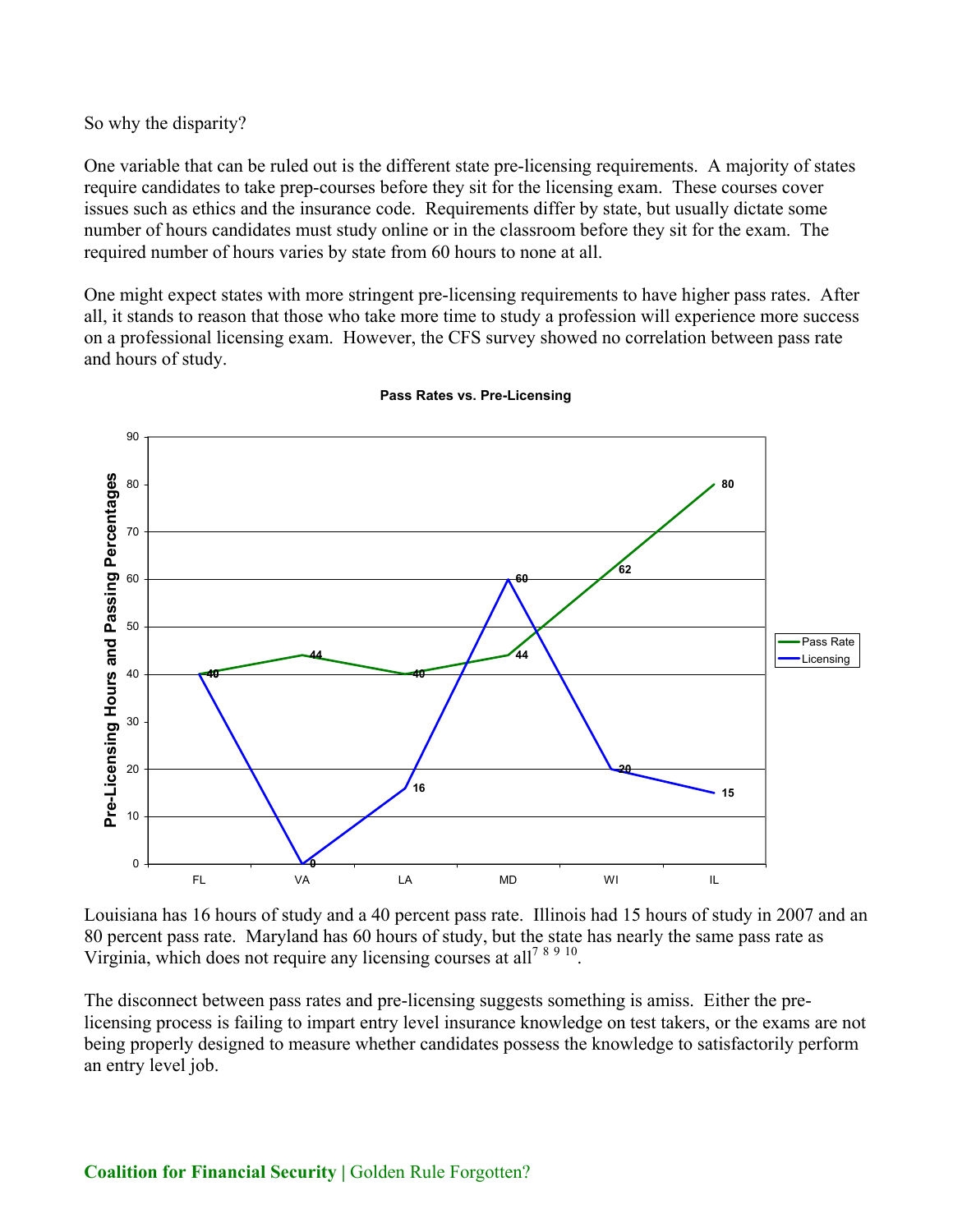So why the disparity?

One variable that can be ruled out is the different state pre-licensing requirements. A majority of states require candidates to take prep-courses before they sit for the licensing exam. These courses cover issues such as ethics and the insurance code. Requirements differ by state, but usually dictate some number of hours candidates must study online or in the classroom before they sit for the exam. The required number of hours varies by state from 60 hours to none at all.

One might expect states with more stringent pre-licensing requirements to have higher pass rates. After all, it stands to reason that those who take more time to study a profession will experience more success on a professional licensing exam. However, the CFS survey showed no correlation between pass rate and hours of study.

**Pass Rates vs. Pre-Licensing**

| State | Pass Rate | Licensing |
|---|---|---|
| FL | 40 | 40 |
| VA | 44 | 0 |
| LA | 40 | 16 |
| MD | 44 | 60 |
| WI | 62 | 20 |
| IL | 80 | 15 |

Louisiana has 16 hours of study and a 40 percent pass rate. Illinois had 15 hours of study in 2007 and an 80 percent pass rate. Maryland has 60 hours of study, but the state has nearly the same pass rate as Virginia, which does not require any licensing courses at all[7 8 9 10].

The disconnect between pass rates and pre-licensing suggests something is amiss. Either the pre-licensing process is failing to impart entry level insurance knowledge on test takers, or the exams are not being properly designed to measure whether candidates possess the knowledge to satisfactorily perform an entry level job.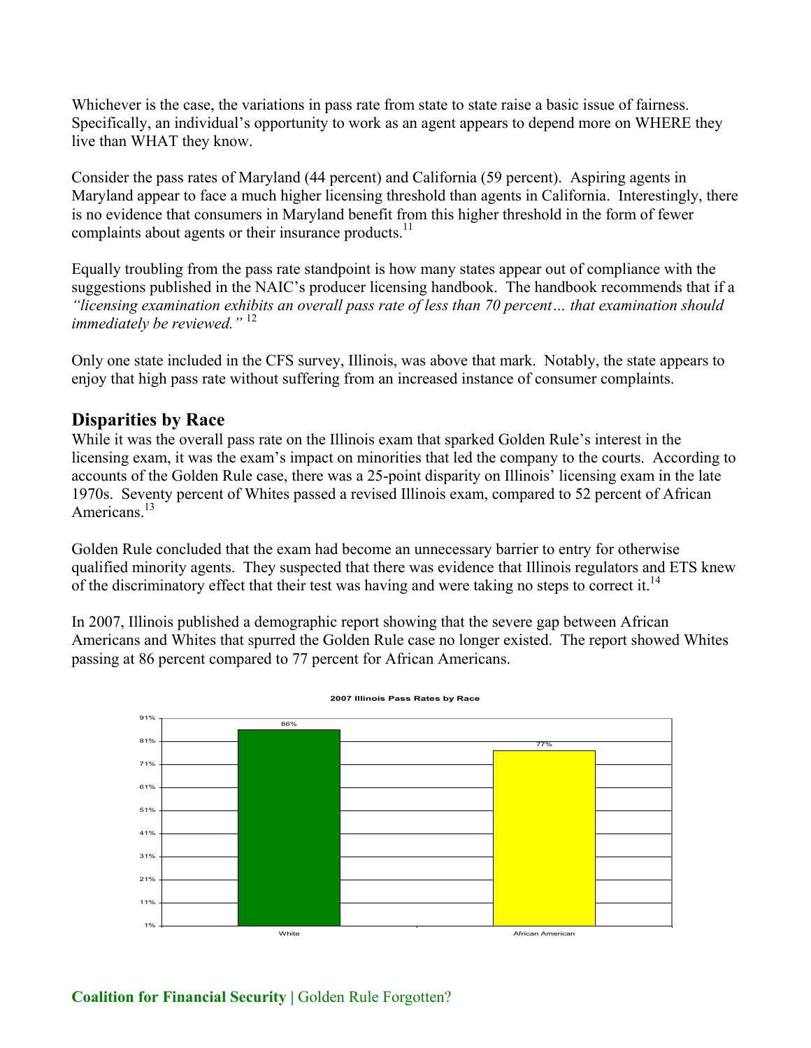Whichever is the case, the variations in pass rate from state to state raise a basic issue of fairness. Specifically, an individual's opportunity to work as an agent appears to depend more on WHERE they live than WHAT they know.

Consider the pass rates of Maryland (44 percent) and California (59 percent). Aspiring agents in Maryland appear to face a much higher licensing threshold than agents in California. Interestingly, there is no evidence that consumers in Maryland benefit from this higher threshold in the form of fewer complaints about agents or their insurance products.[11]

Equally troubling from the pass rate standpoint is how many states appear out of compliance with the suggestions published in the NAIC's producer licensing handbook. The handbook recommends that if a *"licensing examination exhibits an overall pass rate of less than 70 percent… that examination should immediately be reviewed."* [12]

Only one state included in the CFS survey, Illinois, was above that mark. Notably, the state appears to enjoy that high pass rate without suffering from an increased instance of consumer complaints.

## Disparities by Race

While it was the overall pass rate on the Illinois exam that sparked Golden Rule's interest in the licensing exam, it was the exam's impact on minorities that led the company to the courts. According to accounts of the Golden Rule case, there was a 25-point disparity on Illinois' licensing exam in the late 1970s. Seventy percent of Whites passed a revised Illinois exam, compared to 52 percent of African Americans.[13]

Golden Rule concluded that the exam had become an unnecessary barrier to entry for otherwise qualified minority agents. They suspected that there was evidence that Illinois regulators and ETS knew of the discriminatory effect that their test was having and were taking no steps to correct it.[14]

In 2007, Illinois published a demographic report showing that the severe gap between African Americans and Whites that spurred the Golden Rule case no longer existed. The report showed Whites passing at 86 percent compared to 77 percent for African Americans.

**2007 Illinois Pass Rates by Race**

| Race | Pass Rate |
|---|---|
| White | 86% |
| African American | 77% |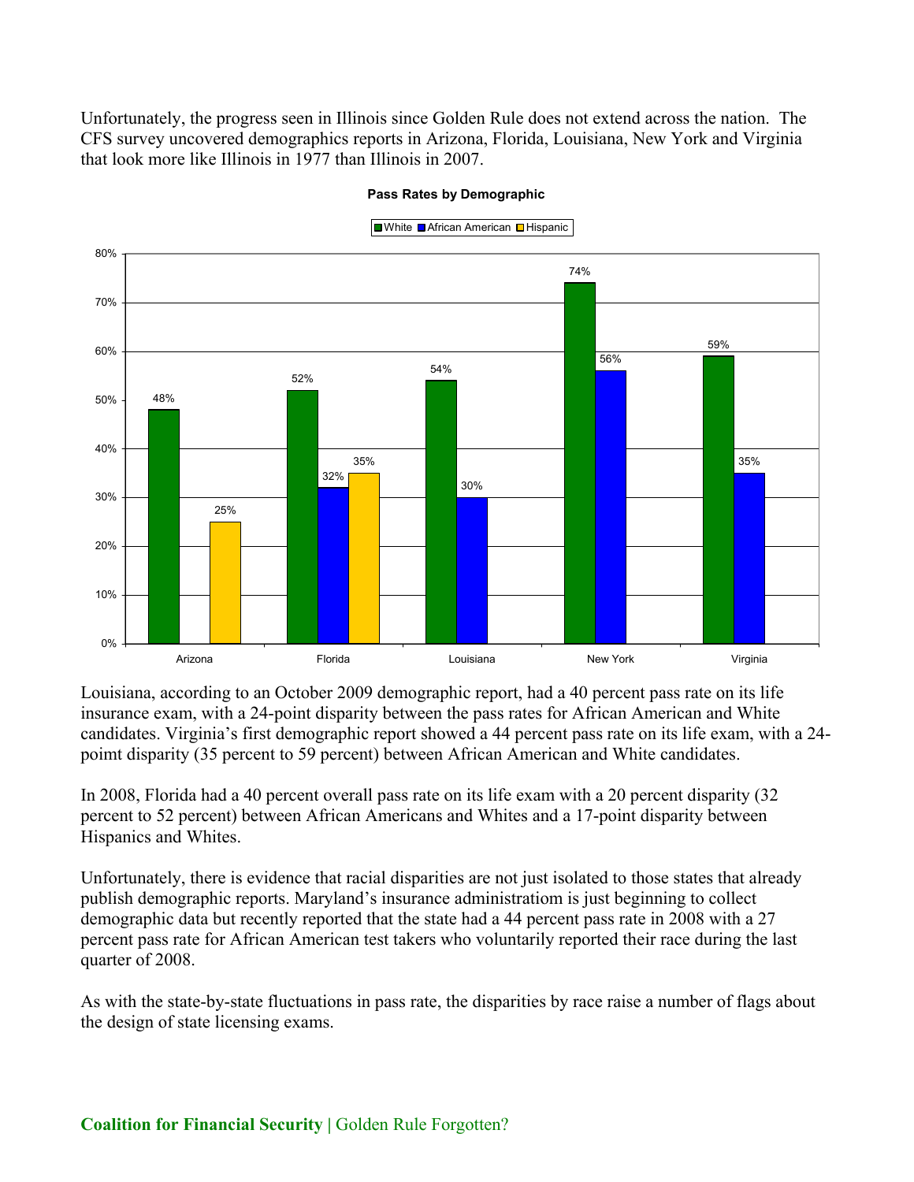Unfortunately, the progress seen in Illinois since Golden Rule does not extend across the nation. The CFS survey uncovered demographics reports in Arizona, Florida, Louisiana, New York and Virginia that look more like Illinois in 1977 than Illinois in 2007.

**Pass Rates by Demographic**

| | White | African American | Hispanic |
|---|---|---|---|
| Arizona | 48% | | 25% |
| Florida | 52% | 32% | 35% |
| Louisiana | 54% | 30% | |
| New York | 74% | 56% | |
| Virginia | 59% | 35% | |

Louisiana, according to an October 2009 demographic report, had a 40 percent pass rate on its life insurance exam, with a 24-point disparity between the pass rates for African American and White candidates. Virginia's first demographic report showed a 44 percent pass rate on its life exam, with a 24-poimt disparity (35 percent to 59 percent) between African American and White candidates.

In 2008, Florida had a 40 percent overall pass rate on its life exam with a 20 percent disparity (32 percent to 52 percent) between African Americans and Whites and a 17-point disparity between Hispanics and Whites.

Unfortunately, there is evidence that racial disparities are not just isolated to those states that already publish demographic reports. Maryland's insurance administratiom is just beginning to collect demographic data but recently reported that the state had a 44 percent pass rate in 2008 with a 27 percent pass rate for African American test takers who voluntarily reported their race during the last quarter of 2008.

As with the state-by-state fluctuations in pass rate, the disparities by race raise a number of flags about the design of state licensing exams.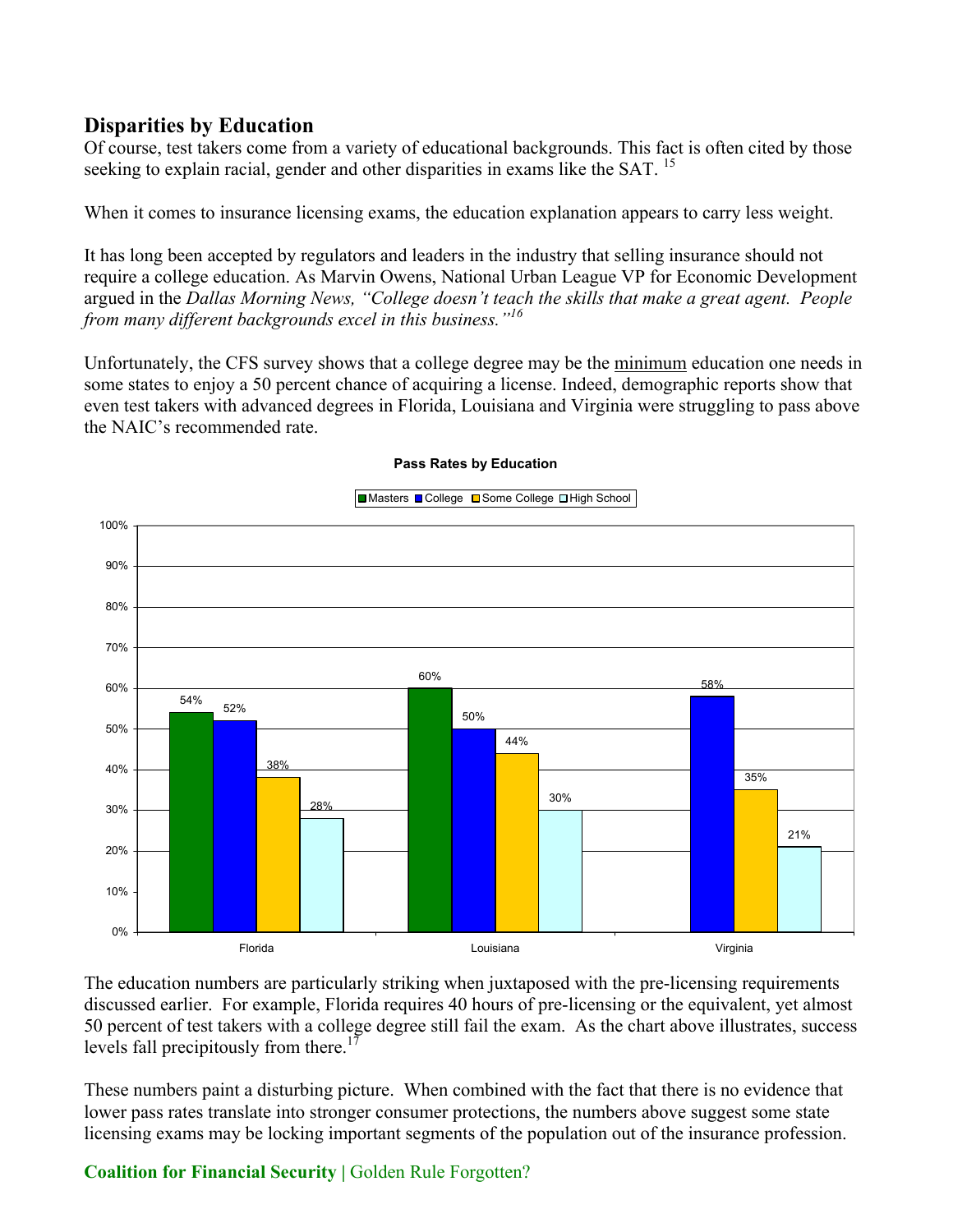## Disparities by Education

Of course, test takers come from a variety of educational backgrounds. This fact is often cited by those seeking to explain racial, gender and other disparities in exams like the SAT. [15]

When it comes to insurance licensing exams, the education explanation appears to carry less weight.

It has long been accepted by regulators and leaders in the industry that selling insurance should not require a college education. As Marvin Owens, National Urban League VP for Economic Development argued in the *Dallas Morning News, "College doesn't teach the skills that make a great agent. People from many different backgrounds excel in this business."*[16]

Unfortunately, the CFS survey shows that a college degree may be the minimum education one needs in some states to enjoy a 50 percent chance of acquiring a license. Indeed, demographic reports show that even test takers with advanced degrees in Florida, Louisiana and Virginia were struggling to pass above the NAIC's recommended rate.

**Pass Rates by Education**

| | Masters | College | Some College | High School |
|---|---|---|---|---|
| Florida | 54% | 52% | 38% | 28% |
| Louisiana | 60% | 50% | 44% | 30% |
| Virginia | | 58% | 35% | 21% |

The education numbers are particularly striking when juxtaposed with the pre-licensing requirements discussed earlier. For example, Florida requires 40 hours of pre-licensing or the equivalent, yet almost 50 percent of test takers with a college degree still fail the exam. As the chart above illustrates, success levels fall precipitously from there.[17]

These numbers paint a disturbing picture. When combined with the fact that there is no evidence that lower pass rates translate into stronger consumer protections, the numbers above suggest some state licensing exams may be locking important segments of the population out of the insurance profession.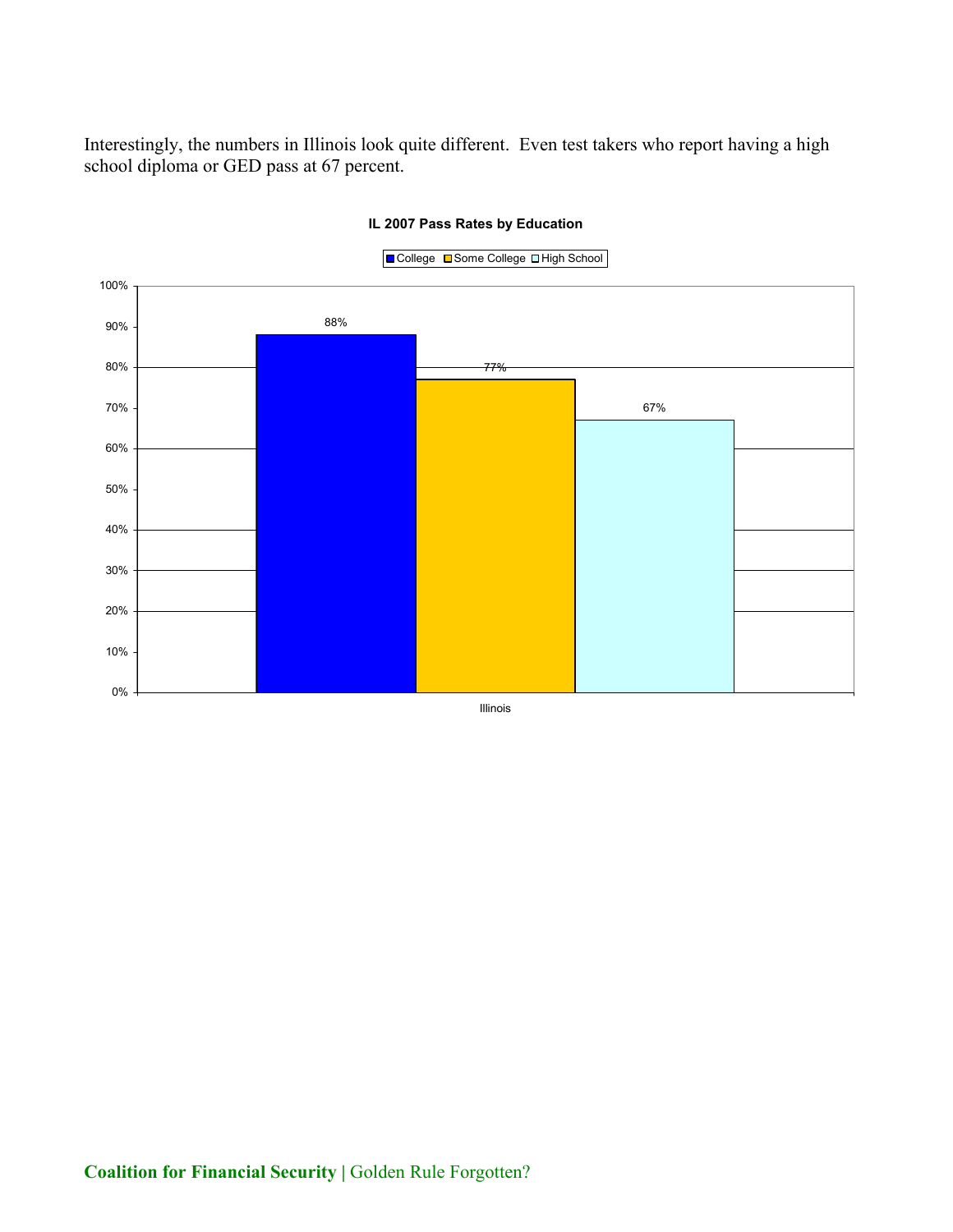Interestingly, the numbers in Illinois look quite different. Even test takers who report having a high school diploma or GED pass at 67 percent.

**IL 2007 Pass Rates by Education**

| | College | Some College | High School |
|---|---|---|---|
| Illinois | 88% | 77% | 67% |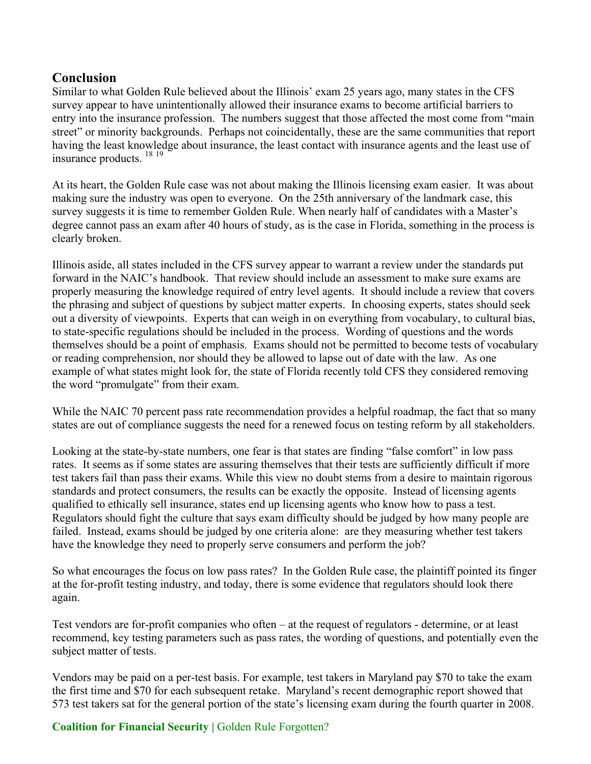## Conclusion

Similar to what Golden Rule believed about the Illinois' exam 25 years ago, many states in the CFS survey appear to have unintentionally allowed their insurance exams to become artificial barriers to entry into the insurance profession. The numbers suggest that those affected the most come from "main street" or minority backgrounds. Perhaps not coincidentally, these are the same communities that report having the least knowledge about insurance, the least contact with insurance agents and the least use of insurance products. [18] [19]

At its heart, the Golden Rule case was not about making the Illinois licensing exam easier. It was about making sure the industry was open to everyone. On the 25th anniversary of the landmark case, this survey suggests it is time to remember Golden Rule. When nearly half of candidates with a Master's degree cannot pass an exam after 40 hours of study, as is the case in Florida, something in the process is clearly broken.

Illinois aside, all states included in the CFS survey appear to warrant a review under the standards put forward in the NAIC's handbook. That review should include an assessment to make sure exams are properly measuring the knowledge required of entry level agents. It should include a review that covers the phrasing and subject of questions by subject matter experts. In choosing experts, states should seek out a diversity of viewpoints. Experts that can weigh in on everything from vocabulary, to cultural bias, to state-specific regulations should be included in the process. Wording of questions and the words themselves should be a point of emphasis. Exams should not be permitted to become tests of vocabulary or reading comprehension, nor should they be allowed to lapse out of date with the law. As one example of what states might look for, the state of Florida recently told CFS they considered removing the word "promulgate" from their exam.

While the NAIC 70 percent pass rate recommendation provides a helpful roadmap, the fact that so many states are out of compliance suggests the need for a renewed focus on testing reform by all stakeholders.

Looking at the state-by-state numbers, one fear is that states are finding "false comfort" in low pass rates. It seems as if some states are assuring themselves that their tests are sufficiently difficult if more test takers fail than pass their exams. While this view no doubt stems from a desire to maintain rigorous standards and protect consumers, the results can be exactly the opposite. Instead of licensing agents qualified to ethically sell insurance, states end up licensing agents who know how to pass a test. Regulators should fight the culture that says exam difficulty should be judged by how many people are failed. Instead, exams should be judged by one criteria alone: are they measuring whether test takers have the knowledge they need to properly serve consumers and perform the job?

So what encourages the focus on low pass rates? In the Golden Rule case, the plaintiff pointed its finger at the for-profit testing industry, and today, there is some evidence that regulators should look there again.

Test vendors are for-profit companies who often – at the request of regulators - determine, or at least recommend, key testing parameters such as pass rates, the wording of questions, and potentially even the subject matter of tests.

Vendors may be paid on a per-test basis. For example, test takers in Maryland pay $70 to take the exam the first time and $70 for each subsequent retake. Maryland's recent demographic report showed that 573 test takers sat for the general portion of the state's licensing exam during the fourth quarter in 2008.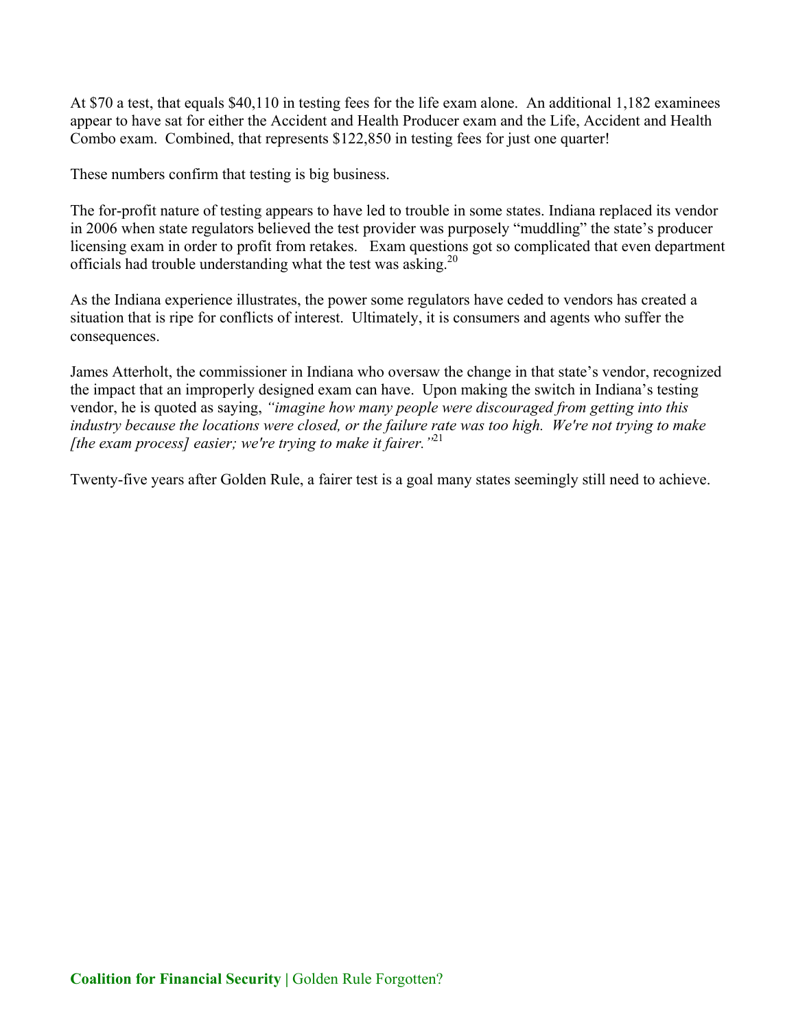At $70 a test, that equals $40,110 in testing fees for the life exam alone. An additional 1,182 examinees appear to have sat for either the Accident and Health Producer exam and the Life, Accident and Health Combo exam. Combined, that represents $122,850 in testing fees for just one quarter!

These numbers confirm that testing is big business.

The for-profit nature of testing appears to have led to trouble in some states. Indiana replaced its vendor in 2006 when state regulators believed the test provider was purposely "muddling" the state's producer licensing exam in order to profit from retakes. Exam questions got so complicated that even department officials had trouble understanding what the test was asking.[20]

As the Indiana experience illustrates, the power some regulators have ceded to vendors has created a situation that is ripe for conflicts of interest. Ultimately, it is consumers and agents who suffer the consequences.

James Atterholt, the commissioner in Indiana who oversaw the change in that state's vendor, recognized the impact that an improperly designed exam can have. Upon making the switch in Indiana's testing vendor, he is quoted as saying, *"imagine how many people were discouraged from getting into this industry because the locations were closed, or the failure rate was too high. We're not trying to make [the exam process] easier; we're trying to make it fairer."*[21]

Twenty-five years after Golden Rule, a fairer test is a goal many states seemingly still need to achieve.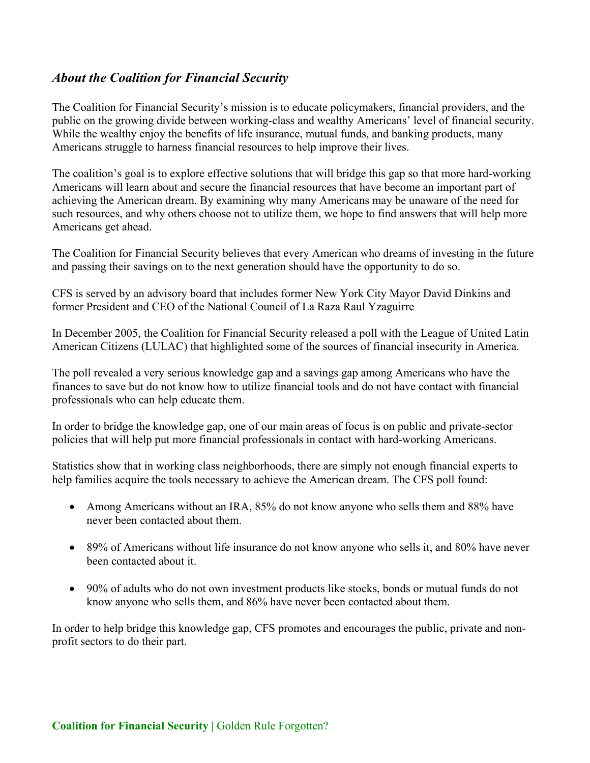## *About the Coalition for Financial Security*

The Coalition for Financial Security's mission is to educate policymakers, financial providers, and the public on the growing divide between working-class and wealthy Americans' level of financial security. While the wealthy enjoy the benefits of life insurance, mutual funds, and banking products, many Americans struggle to harness financial resources to help improve their lives.

The coalition's goal is to explore effective solutions that will bridge this gap so that more hard-working Americans will learn about and secure the financial resources that have become an important part of achieving the American dream. By examining why many Americans may be unaware of the need for such resources, and why others choose not to utilize them, we hope to find answers that will help more Americans get ahead.

The Coalition for Financial Security believes that every American who dreams of investing in the future and passing their savings on to the next generation should have the opportunity to do so.

CFS is served by an advisory board that includes former New York City Mayor David Dinkins and former President and CEO of the National Council of La Raza Raul Yzaguirre

In December 2005, the Coalition for Financial Security released a poll with the League of United Latin American Citizens (LULAC) that highlighted some of the sources of financial insecurity in America.

The poll revealed a very serious knowledge gap and a savings gap among Americans who have the finances to save but do not know how to utilize financial tools and do not have contact with financial professionals who can help educate them.

In order to bridge the knowledge gap, one of our main areas of focus is on public and private-sector policies that will help put more financial professionals in contact with hard-working Americans.

Statistics show that in working class neighborhoods, there are simply not enough financial experts to help families acquire the tools necessary to achieve the American dream. The CFS poll found:

- Among Americans without an IRA, 85% do not know anyone who sells them and 88% have never been contacted about them.
- 89% of Americans without life insurance do not know anyone who sells it, and 80% have never been contacted about it.
- 90% of adults who do not own investment products like stocks, bonds or mutual funds do not know anyone who sells them, and 86% have never been contacted about them.

In order to help bridge this knowledge gap, CFS promotes and encourages the public, private and non-profit sectors to do their part.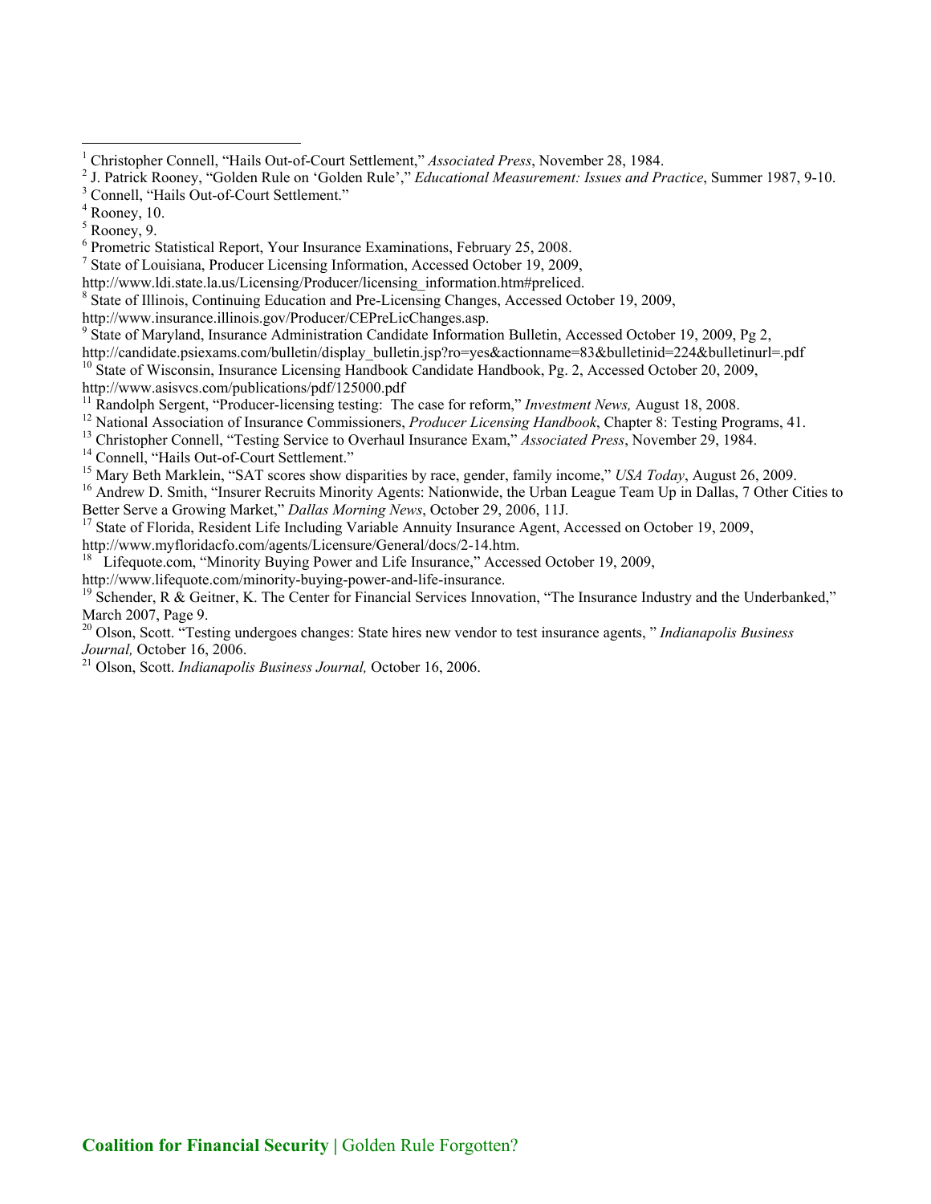[1] Christopher Connell, "Hails Out-of-Court Settlement," *Associated Press*, November 28, 1984.

[2] J. Patrick Rooney, "Golden Rule on 'Golden Rule'," *Educational Measurement: Issues and Practice*, Summer 1987, 9-10.

[3] Connell, "Hails Out-of-Court Settlement."

[4] Rooney, 10.

[5] Rooney, 9.

[6] Prometric Statistical Report, Your Insurance Examinations, February 25, 2008.

[7] State of Louisiana, Producer Licensing Information, Accessed October 19, 2009, http://www.ldi.state.la.us/Licensing/Producer/licensing_information.htm#preliced.

[8] State of Illinois, Continuing Education and Pre-Licensing Changes, Accessed October 19, 2009, http://www.insurance.illinois.gov/Producer/CEPreLicChanges.asp.

[9] State of Maryland, Insurance Administration Candidate Information Bulletin, Accessed October 19, 2009, Pg 2, http://candidate.psiexams.com/bulletin/display_bulletin.jsp?ro=yes&actionname=83&bulletinid=224&bulletinurl=.pdf

[10] State of Wisconsin, Insurance Licensing Handbook Candidate Handbook, Pg. 2, Accessed October 20, 2009, http://www.asisvcs.com/publications/pdf/125000.pdf

[11] Randolph Sergent, "Producer-licensing testing: The case for reform," *Investment News,* August 18, 2008.

[12] National Association of Insurance Commissioners, *Producer Licensing Handbook*, Chapter 8: Testing Programs, 41.

[13] Christopher Connell, "Testing Service to Overhaul Insurance Exam," *Associated Press*, November 29, 1984.

[14] Connell, "Hails Out-of-Court Settlement."

[15] Mary Beth Marklein, "SAT scores show disparities by race, gender, family income," *USA Today*, August 26, 2009.

[16] Andrew D. Smith, "Insurer Recruits Minority Agents: Nationwide, the Urban League Team Up in Dallas, 7 Other Cities to Better Serve a Growing Market," *Dallas Morning News*, October 29, 2006, 11J.

[17] State of Florida, Resident Life Including Variable Annuity Insurance Agent, Accessed on October 19, 2009, http://www.myfloridacfo.com/agents/Licensure/General/docs/2-14.htm.

[18] Lifequote.com, "Minority Buying Power and Life Insurance," Accessed October 19, 2009, http://www.lifequote.com/minority-buying-power-and-life-insurance.

[19] Schender, R & Geitner, K. The Center for Financial Services Innovation, "The Insurance Industry and the Underbanked," March 2007, Page 9.

[20] Olson, Scott. "Testing undergoes changes: State hires new vendor to test insurance agents, " *Indianapolis Business Journal,* October 16, 2006.

[21] Olson, Scott. *Indianapolis Business Journal,* October 16, 2006.